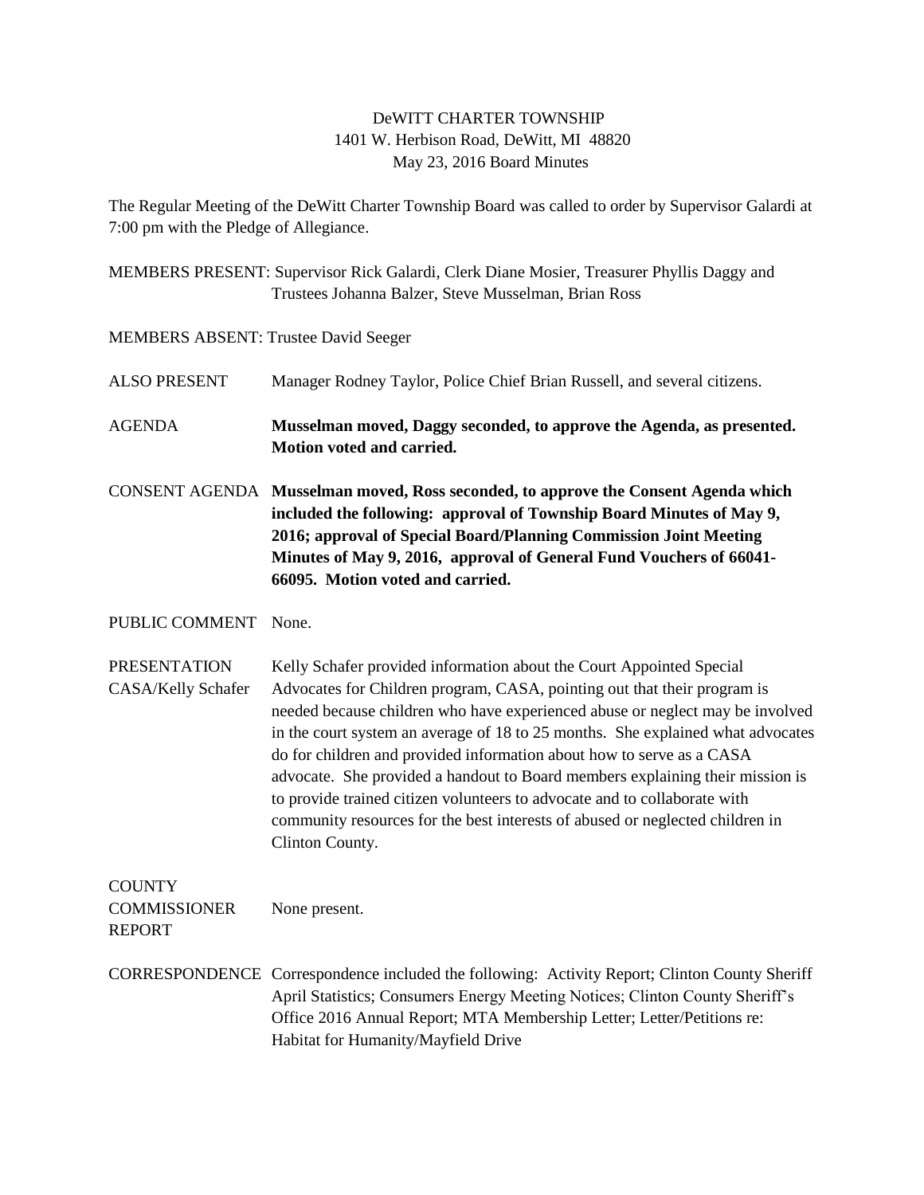DeWITT CHARTER TOWNSHIP
1401 W. Herbison Road, DeWitt, MI 48820
May 23, 2016 Board Minutes

The Regular Meeting of the DeWitt Charter Township Board was called to order by Supervisor Galardi at 7:00 pm with the Pledge of Allegiance.

MEMBERS PRESENT: Supervisor Rick Galardi, Clerk Diane Mosier, Treasurer Phyllis Daggy and Trustees Johanna Balzer, Steve Musselman, Brian Ross

MEMBERS ABSENT: Trustee David Seeger

ALSO PRESENT Manager Rodney Taylor, Police Chief Brian Russell, and several citizens.

AGENDA **Musselman moved, Daggy seconded, to approve the Agenda, as presented. Motion voted and carried.**

CONSENT AGENDA **Musselman moved, Ross seconded, to approve the Consent Agenda which included the following: approval of Township Board Minutes of May 9, 2016; approval of Special Board/Planning Commission Joint Meeting Minutes of May 9, 2016, approval of General Fund Vouchers of 66041-66095. Motion voted and carried.**

PUBLIC COMMENT None.

PRESENTATION CASA/Kelly Schafer Kelly Schafer provided information about the Court Appointed Special Advocates for Children program, CASA, pointing out that their program is needed because children who have experienced abuse or neglect may be involved in the court system an average of 18 to 25 months. She explained what advocates do for children and provided information about how to serve as a CASA advocate. She provided a handout to Board members explaining their mission is to provide trained citizen volunteers to advocate and to collaborate with community resources for the best interests of abused or neglected children in Clinton County.

COUNTY COMMISSIONER REPORT None present.

CORRESPONDENCE Correspondence included the following: Activity Report; Clinton County Sheriff April Statistics; Consumers Energy Meeting Notices; Clinton County Sheriff's Office 2016 Annual Report; MTA Membership Letter; Letter/Petitions re: Habitat for Humanity/Mayfield Drive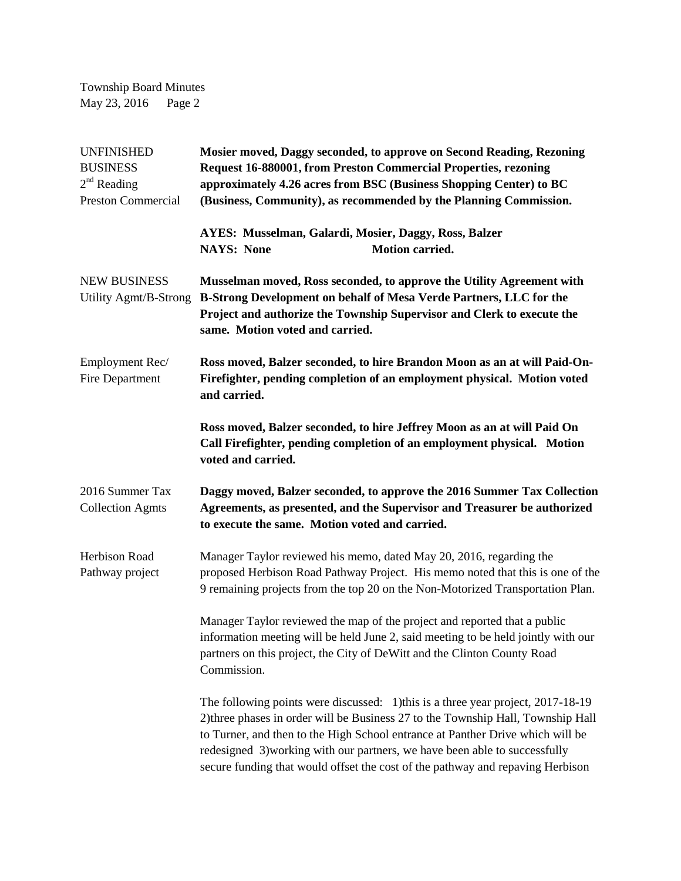| | |
|---|---|
| UNFINISHED BUSINESS 2nd Reading Preston Commercial | **Mosier moved, Daggy seconded, to approve on Second Reading, Rezoning Request 16-880001, from Preston Commercial Properties, rezoning approximately 4.26 acres from BSC (Business Shopping Center) to BC (Business, Community), as recommended by the Planning Commission.**<br><br>**AYES: Musselman, Galardi, Mosier, Daggy, Ross, Balzer**<br>**NAYS: None Motion carried.** |
| NEW BUSINESS Utility Agmt/B-Strong | **Musselman moved, Ross seconded, to approve the Utility Agreement with B-Strong Development on behalf of Mesa Verde Partners, LLC for the Project and authorize the Township Supervisor and Clerk to execute the same. Motion voted and carried.** |
| Employment Rec/ Fire Department | **Ross moved, Balzer seconded, to hire Brandon Moon as an at will Paid-On-Firefighter, pending completion of an employment physical. Motion voted and carried.**<br><br>**Ross moved, Balzer seconded, to hire Jeffrey Moon as an at will Paid On Call Firefighter, pending completion of an employment physical. Motion voted and carried.** |
| 2016 Summer Tax Collection Agmts | **Daggy moved, Balzer seconded, to approve the 2016 Summer Tax Collection Agreements, as presented, and the Supervisor and Treasurer be authorized to execute the same. Motion voted and carried.** |
| Herbison Road Pathway project | Manager Taylor reviewed his memo, dated May 20, 2016, regarding the proposed Herbison Road Pathway Project. His memo noted that this is one of the 9 remaining projects from the top 20 on the Non-Motorized Transportation Plan.<br><br>Manager Taylor reviewed the map of the project and reported that a public information meeting will be held June 2, said meeting to be held jointly with our partners on this project, the City of DeWitt and the Clinton County Road Commission.<br><br>The following points were discussed: 1)this is a three year project, 2017-18-19 2)three phases in order will be Business 27 to the Township Hall, Township Hall to Turner, and then to the High School entrance at Panther Drive which will be redesigned 3)working with our partners, we have been able to successfully secure funding that would offset the cost of the pathway and repaving Herbison |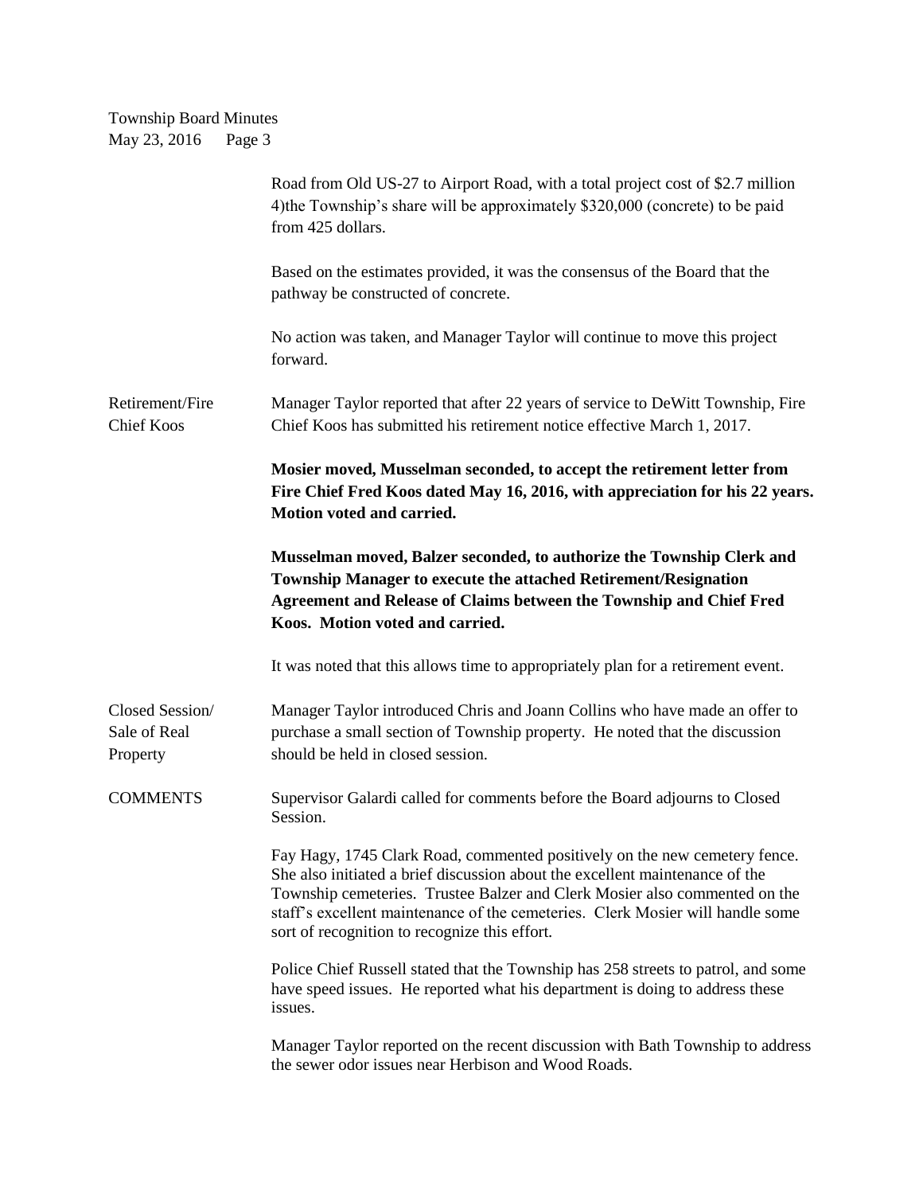Road from Old US-27 to Airport Road, with a total project cost of $2.7 million 4)the Township's share will be approximately $320,000 (concrete) to be paid from 425 dollars.

Based on the estimates provided, it was the consensus of the Board that the pathway be constructed of concrete.

No action was taken, and Manager Taylor will continue to move this project forward.

Retirement/Fire Chief Koos

Manager Taylor reported that after 22 years of service to DeWitt Township, Fire Chief Koos has submitted his retirement notice effective March 1, 2017.

**Mosier moved, Musselman seconded, to accept the retirement letter from Fire Chief Fred Koos dated May 16, 2016, with appreciation for his 22 years. Motion voted and carried.**

**Musselman moved, Balzer seconded, to authorize the Township Clerk and Township Manager to execute the attached Retirement/Resignation Agreement and Release of Claims between the Township and Chief Fred Koos. Motion voted and carried.**

It was noted that this allows time to appropriately plan for a retirement event.

Closed Session/ Sale of Real Property

Manager Taylor introduced Chris and Joann Collins who have made an offer to purchase a small section of Township property. He noted that the discussion should be held in closed session.

COMMENTS

Supervisor Galardi called for comments before the Board adjourns to Closed Session.

Fay Hagy, 1745 Clark Road, commented positively on the new cemetery fence. She also initiated a brief discussion about the excellent maintenance of the Township cemeteries. Trustee Balzer and Clerk Mosier also commented on the staff's excellent maintenance of the cemeteries. Clerk Mosier will handle some sort of recognition to recognize this effort.

Police Chief Russell stated that the Township has 258 streets to patrol, and some have speed issues. He reported what his department is doing to address these issues.

Manager Taylor reported on the recent discussion with Bath Township to address the sewer odor issues near Herbison and Wood Roads.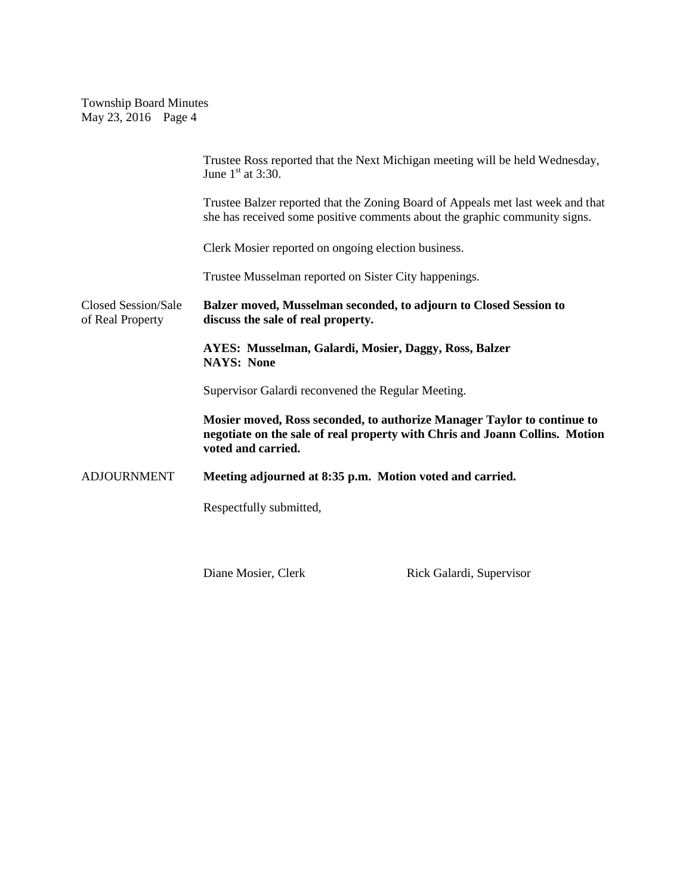Trustee Ross reported that the Next Michigan meeting will be held Wednesday, June 1st at 3:30.

Trustee Balzer reported that the Zoning Board of Appeals met last week and that she has received some positive comments about the graphic community signs.

Clerk Mosier reported on ongoing election business.

Trustee Musselman reported on Sister City happenings.

Closed Session/Sale of Real Property

**Balzer moved, Musselman seconded, to adjourn to Closed Session to discuss the sale of real property.**

**AYES: Musselman, Galardi, Mosier, Daggy, Ross, Balzer**
**NAYS: None**

Supervisor Galardi reconvened the Regular Meeting.

**Mosier moved, Ross seconded, to authorize Manager Taylor to continue to negotiate on the sale of real property with Chris and Joann Collins. Motion voted and carried.**

ADJOURNMENT

**Meeting adjourned at 8:35 p.m. Motion voted and carried.**

Respectfully submitted,

Diane Mosier, Clerk

Rick Galardi, Supervisor